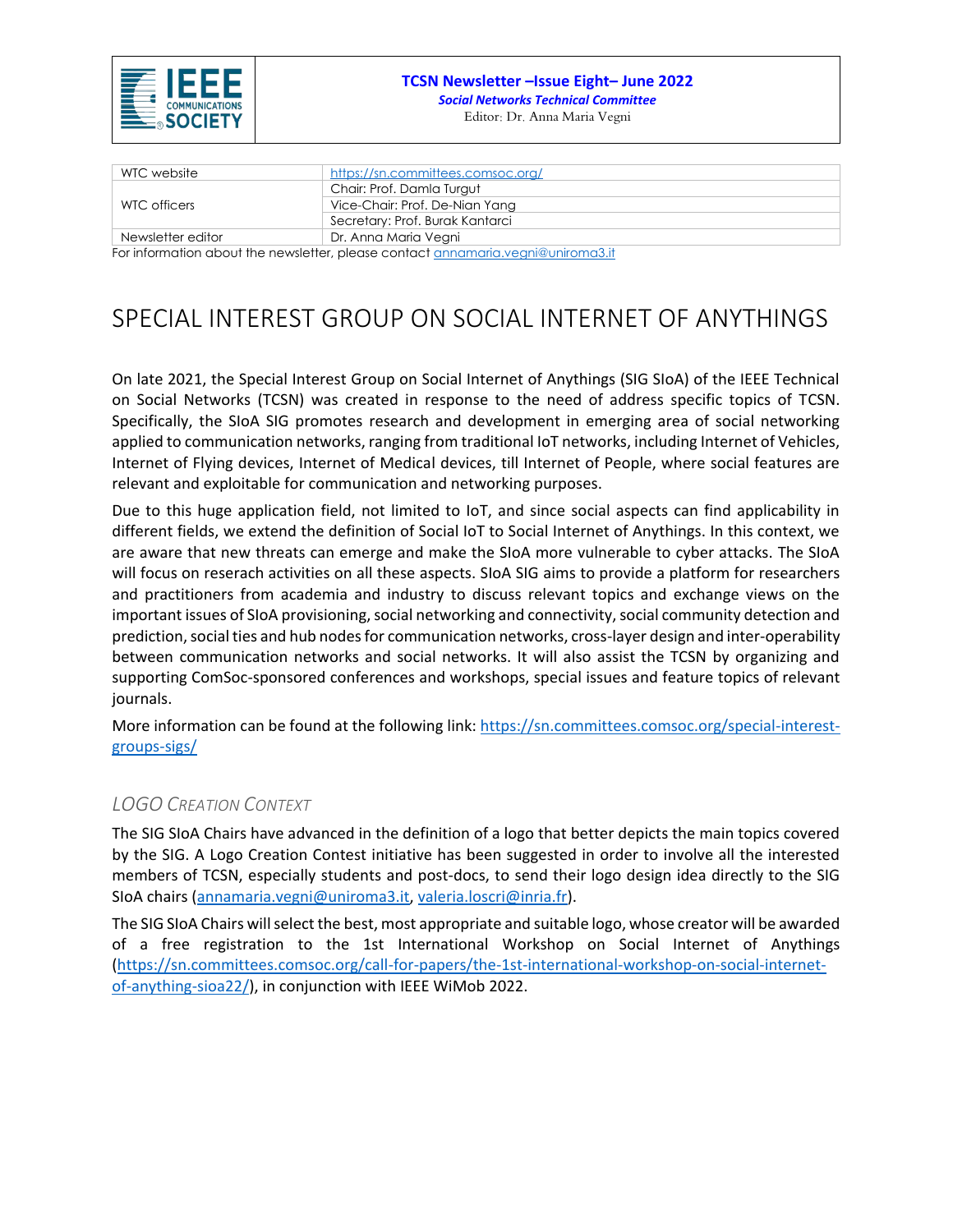**TCSN Newsletter –Issue Eight– June 2022**

***Social Networks Technical Committee***

Editor: Dr. Anna Maria Vegni

| | |
|---|---|
| WTC website | https://sn.committees.comsoc.org/ |
| WTC officers | Chair: Prof. Damla Turgut |
| | Vice-Chair: Prof. De-Nian Yang |
| | Secretary: Prof. Burak Kantarci |
| Newsletter editor | Dr. Anna Maria Vegni |

For information about the newsletter, please contact annamaria.vegni@uniroma3.it

# SPECIAL INTEREST GROUP ON SOCIAL INTERNET OF ANYTHINGS

On late 2021, the Special Interest Group on Social Internet of Anythings (SIG SIoA) of the IEEE Technical on Social Networks (TCSN) was created in response to the need of address specific topics of TCSN. Specifically, the SIoA SIG promotes research and development in emerging area of social networking applied to communication networks, ranging from traditional IoT networks, including Internet of Vehicles, Internet of Flying devices, Internet of Medical devices, till Internet of People, where social features are relevant and exploitable for communication and networking purposes.

Due to this huge application field, not limited to IoT, and since social aspects can find applicability in different fields, we extend the definition of Social IoT to Social Internet of Anythings. In this context, we are aware that new threats can emerge and make the SIoA more vulnerable to cyber attacks. The SIoA will focus on reserach activities on all these aspects. SIoA SIG aims to provide a platform for researchers and practitioners from academia and industry to discuss relevant topics and exchange views on the important issues of SIoA provisioning, social networking and connectivity, social community detection and prediction, social ties and hub nodes for communication networks, cross-layer design and inter-operability between communication networks and social networks. It will also assist the TCSN by organizing and supporting ComSoc-sponsored conferences and workshops, special issues and feature topics of relevant journals.

More information can be found at the following link: https://sn.committees.comsoc.org/special-interest-groups-sigs/

## *LOGO CREATION CONTEXT*

The SIG SIoA Chairs have advanced in the definition of a logo that better depicts the main topics covered by the SIG. A Logo Creation Contest initiative has been suggested in order to involve all the interested members of TCSN, especially students and post-docs, to send their logo design idea directly to the SIG SIoA chairs (annamaria.vegni@uniroma3.it, valeria.loscri@inria.fr).

The SIG SIoA Chairs will select the best, most appropriate and suitable logo, whose creator will be awarded of a free registration to the 1st International Workshop on Social Internet of Anythings (https://sn.committees.comsoc.org/call-for-papers/the-1st-international-workshop-on-social-internet-of-anything-sioa22/), in conjunction with IEEE WiMob 2022.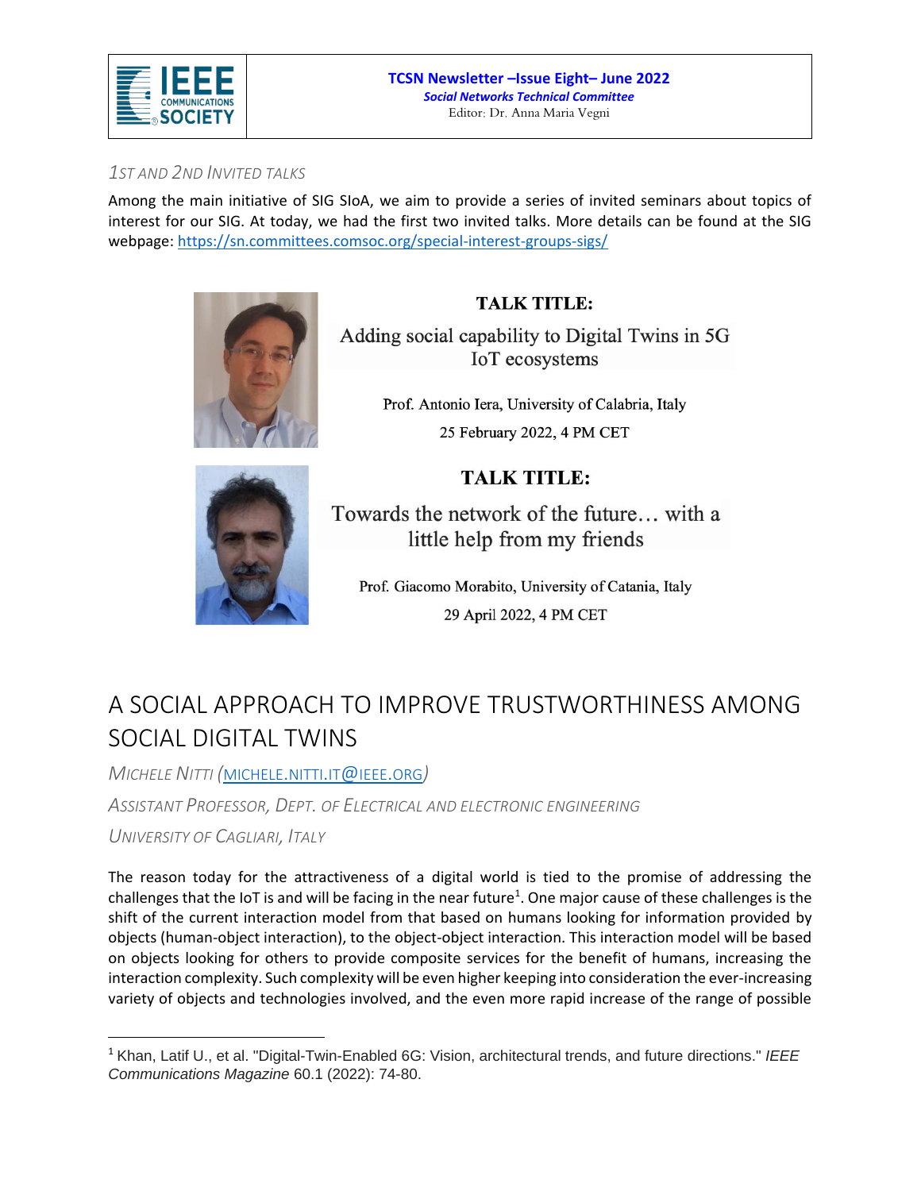## 1ST AND 2ND INVITED TALKS

Among the main initiative of SIG SIoA, we aim to provide a series of invited seminars about topics of interest for our SIG. At today, we had the first two invited talks. More details can be found at the SIG webpage: https://sn.committees.comsoc.org/special-interest-groups-sigs/

**TALK TITLE:**

Adding social capability to Digital Twins in 5G IoT ecosystems

Prof. Antonio Iera, University of Calabria, Italy

25 February 2022, 4 PM CET

**TALK TITLE:**

Towards the network of the future… with a little help from my friends

Prof. Giacomo Morabito, University of Catania, Italy

29 April 2022, 4 PM CET

# A SOCIAL APPROACH TO IMPROVE TRUSTWORTHINESS AMONG SOCIAL DIGITAL TWINS

*MICHELE NITTI (MICHELE.NITTI.IT@IEEE.ORG)*

*ASSISTANT PROFESSOR, DEPT. OF ELECTRICAL AND ELECTRONIC ENGINEERING*

*UNIVERSITY OF CAGLIARI, ITALY*

The reason today for the attractiveness of a digital world is tied to the promise of addressing the challenges that the IoT is and will be facing in the near future[1]. One major cause of these challenges is the shift of the current interaction model from that based on humans looking for information provided by objects (human-object interaction), to the object-object interaction. This interaction model will be based on objects looking for others to provide composite services for the benefit of humans, increasing the interaction complexity. Such complexity will be even higher keeping into consideration the ever-increasing variety of objects and technologies involved, and the even more rapid increase of the range of possible

---

[1] Khan, Latif U., et al. "Digital-Twin-Enabled 6G: Vision, architectural trends, and future directions." *IEEE Communications Magazine* 60.1 (2022): 74-80.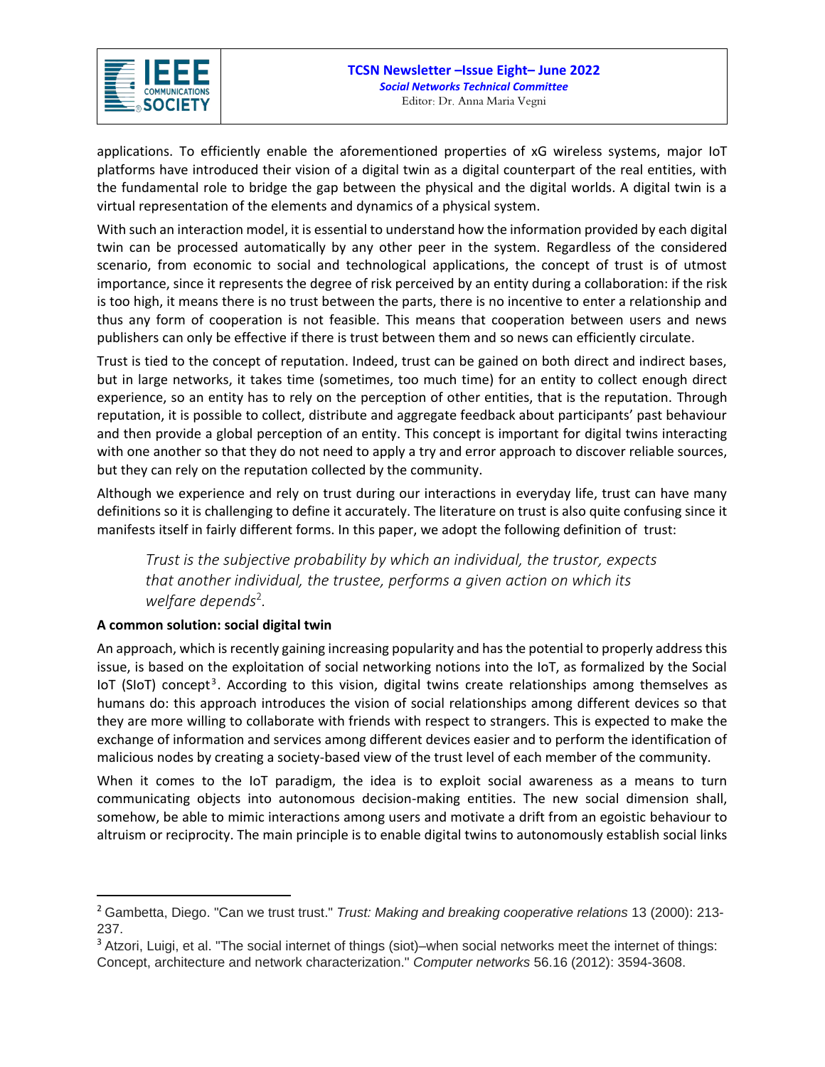applications. To efficiently enable the aforementioned properties of xG wireless systems, major IoT platforms have introduced their vision of a digital twin as a digital counterpart of the real entities, with the fundamental role to bridge the gap between the physical and the digital worlds. A digital twin is a virtual representation of the elements and dynamics of a physical system.

With such an interaction model, it is essential to understand how the information provided by each digital twin can be processed automatically by any other peer in the system. Regardless of the considered scenario, from economic to social and technological applications, the concept of trust is of utmost importance, since it represents the degree of risk perceived by an entity during a collaboration: if the risk is too high, it means there is no trust between the parts, there is no incentive to enter a relationship and thus any form of cooperation is not feasible. This means that cooperation between users and news publishers can only be effective if there is trust between them and so news can efficiently circulate.

Trust is tied to the concept of reputation. Indeed, trust can be gained on both direct and indirect bases, but in large networks, it takes time (sometimes, too much time) for an entity to collect enough direct experience, so an entity has to rely on the perception of other entities, that is the reputation. Through reputation, it is possible to collect, distribute and aggregate feedback about participants' past behaviour and then provide a global perception of an entity. This concept is important for digital twins interacting with one another so that they do not need to apply a try and error approach to discover reliable sources, but they can rely on the reputation collected by the community.

Although we experience and rely on trust during our interactions in everyday life, trust can have many definitions so it is challenging to define it accurately. The literature on trust is also quite confusing since it manifests itself in fairly different forms. In this paper, we adopt the following definition of trust:

> *Trust is the subjective probability by which an individual, the trustor, expects that another individual, the trustee, performs a given action on which its welfare depends*[2].

**A common solution: social digital twin**

An approach, which is recently gaining increasing popularity and has the potential to properly address this issue, is based on the exploitation of social networking notions into the IoT, as formalized by the Social IoT (SIoT) concept[3]. According to this vision, digital twins create relationships among themselves as humans do: this approach introduces the vision of social relationships among different devices so that they are more willing to collaborate with friends with respect to strangers. This is expected to make the exchange of information and services among different devices easier and to perform the identification of malicious nodes by creating a society-based view of the trust level of each member of the community.

When it comes to the IoT paradigm, the idea is to exploit social awareness as a means to turn communicating objects into autonomous decision-making entities. The new social dimension shall, somehow, be able to mimic interactions among users and motivate a drift from an egoistic behaviour to altruism or reciprocity. The main principle is to enable digital twins to autonomously establish social links

---

[2] Gambetta, Diego. "Can we trust trust." *Trust: Making and breaking cooperative relations* 13 (2000): 213-237.

[3] Atzori, Luigi, et al. "The social internet of things (siot)–when social networks meet the internet of things: Concept, architecture and network characterization." *Computer networks* 56.16 (2012): 3594-3608.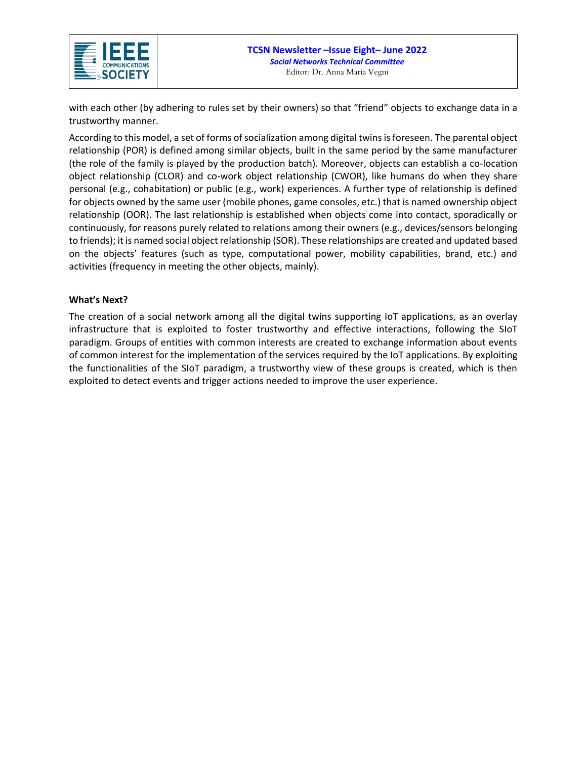with each other (by adhering to rules set by their owners) so that "friend" objects to exchange data in a trustworthy manner.

According to this model, a set of forms of socialization among digital twins is foreseen. The parental object relationship (POR) is defined among similar objects, built in the same period by the same manufacturer (the role of the family is played by the production batch). Moreover, objects can establish a co-location object relationship (CLOR) and co-work object relationship (CWOR), like humans do when they share personal (e.g., cohabitation) or public (e.g., work) experiences. A further type of relationship is defined for objects owned by the same user (mobile phones, game consoles, etc.) that is named ownership object relationship (OOR). The last relationship is established when objects come into contact, sporadically or continuously, for reasons purely related to relations among their owners (e.g., devices/sensors belonging to friends); it is named social object relationship (SOR). These relationships are created and updated based on the objects' features (such as type, computational power, mobility capabilities, brand, etc.) and activities (frequency in meeting the other objects, mainly).

**What's Next?**

The creation of a social network among all the digital twins supporting IoT applications, as an overlay infrastructure that is exploited to foster trustworthy and effective interactions, following the SIoT paradigm. Groups of entities with common interests are created to exchange information about events of common interest for the implementation of the services required by the IoT applications. By exploiting the functionalities of the SIoT paradigm, a trustworthy view of these groups is created, which is then exploited to detect events and trigger actions needed to improve the user experience.